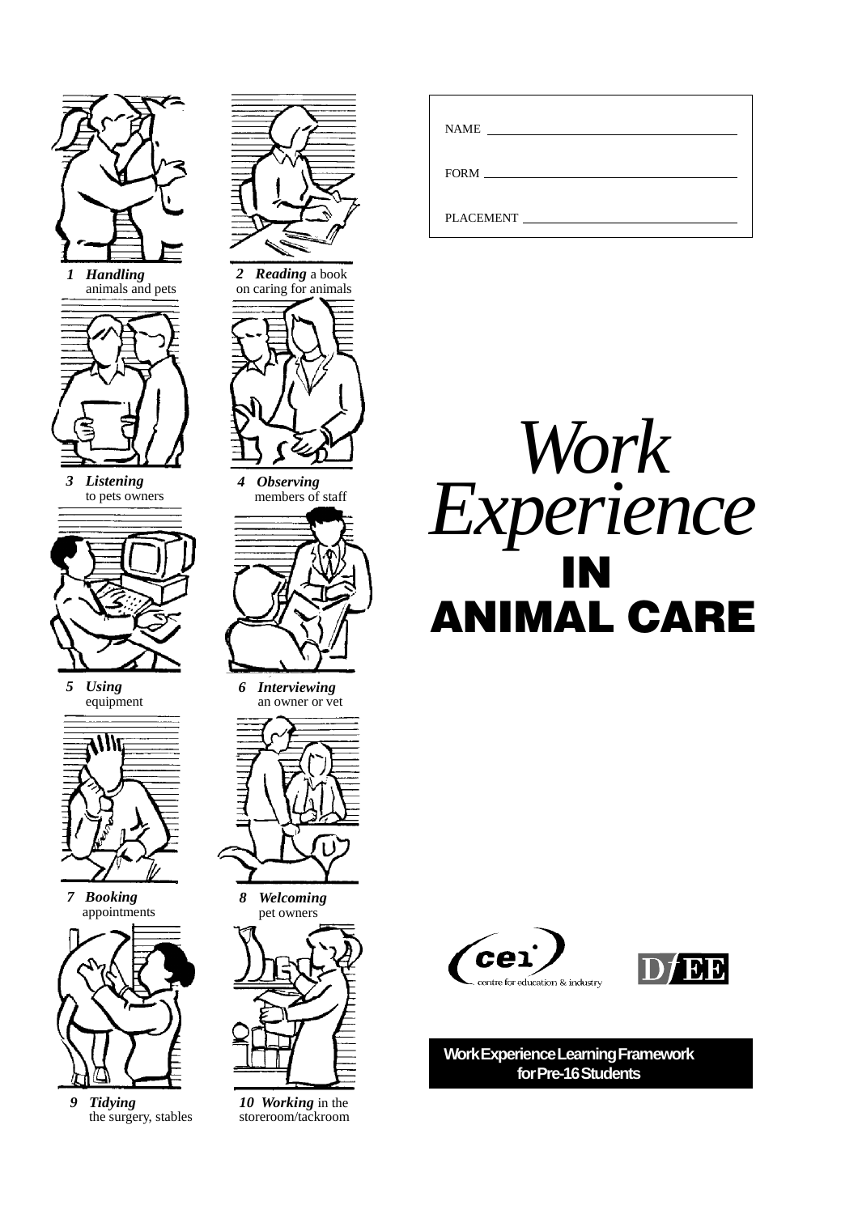NAME ______________________________

FORM ______________________________

PLACEMENT ______________________________

# *Work Experience*
# IN ANIMAL CARE

1 ***Handling*** animals and pets

2 ***Reading*** a book on caring for animals

3 ***Listening*** to pets owners

4 ***Observing*** members of staff

5 ***Using*** equipment

6 ***Interviewing*** an owner or vet

7 ***Booking*** appointments

8 ***Welcoming*** pet owners

9 ***Tidying*** the surgery, stables

10 ***Working*** in the storeroom/tackroom

cei centre for education & industry

DfEE

**Work Experience Learning Framework for Pre-16 Students**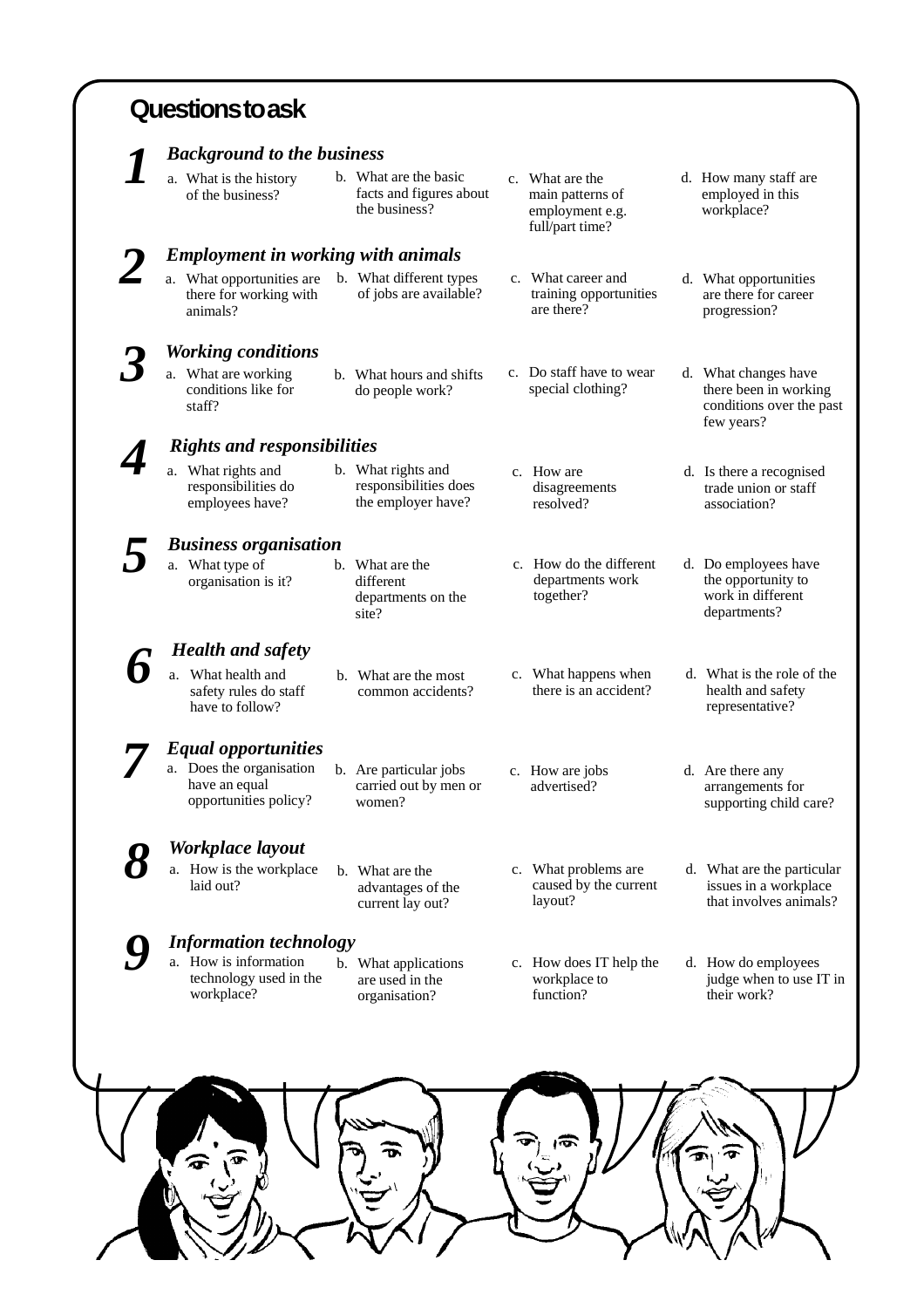# Questions to ask

## 1 *Background to the business*

a. What is the history of the business?

b. What are the basic facts and figures about the business?

c. What are the main patterns of employment e.g. full/part time?

d. How many staff are employed in this workplace?

## 2 *Employment in working with animals*

a. What opportunities are there for working with animals?

b. What different types of jobs are available?

c. What career and training opportunities are there?

d. What opportunities are there for career progression?

## 3 *Working conditions*

a. What are working conditions like for staff?

b. What hours and shifts do people work?

c. Do staff have to wear special clothing?

d. What changes have there been in working conditions over the past few years?

## 4 *Rights and responsibilities*

a. What rights and responsibilities do employees have?

b. What rights and responsibilities does the employer have?

c. How are disagreements resolved?

d. Is there a recognised trade union or staff association?

## 5 *Business organisation*

a. What type of organisation is it?

b. What are the different departments on the site?

c. How do the different departments work together?

d. Do employees have the opportunity to work in different departments?

## 6 *Health and safety*

a. What health and safety rules do staff have to follow?

b. What are the most common accidents?

c. What happens when there is an accident?

d. What is the role of the health and safety representative?

## 7 *Equal opportunities*

a. Does the organisation have an equal opportunities policy?

b. Are particular jobs carried out by men or women?

c. How are jobs advertised?

d. Are there any arrangements for supporting child care?

## 8 *Workplace layout*

a. How is the workplace laid out?

b. What are the advantages of the current lay out?

c. What problems are caused by the current layout?

d. What are the particular issues in a workplace that involves animals?

## 9 *Information technology*

a. How is information technology used in the workplace?

b. What applications are used in the organisation?

c. How does IT help the workplace to function?

d. How do employees judge when to use IT in their work?